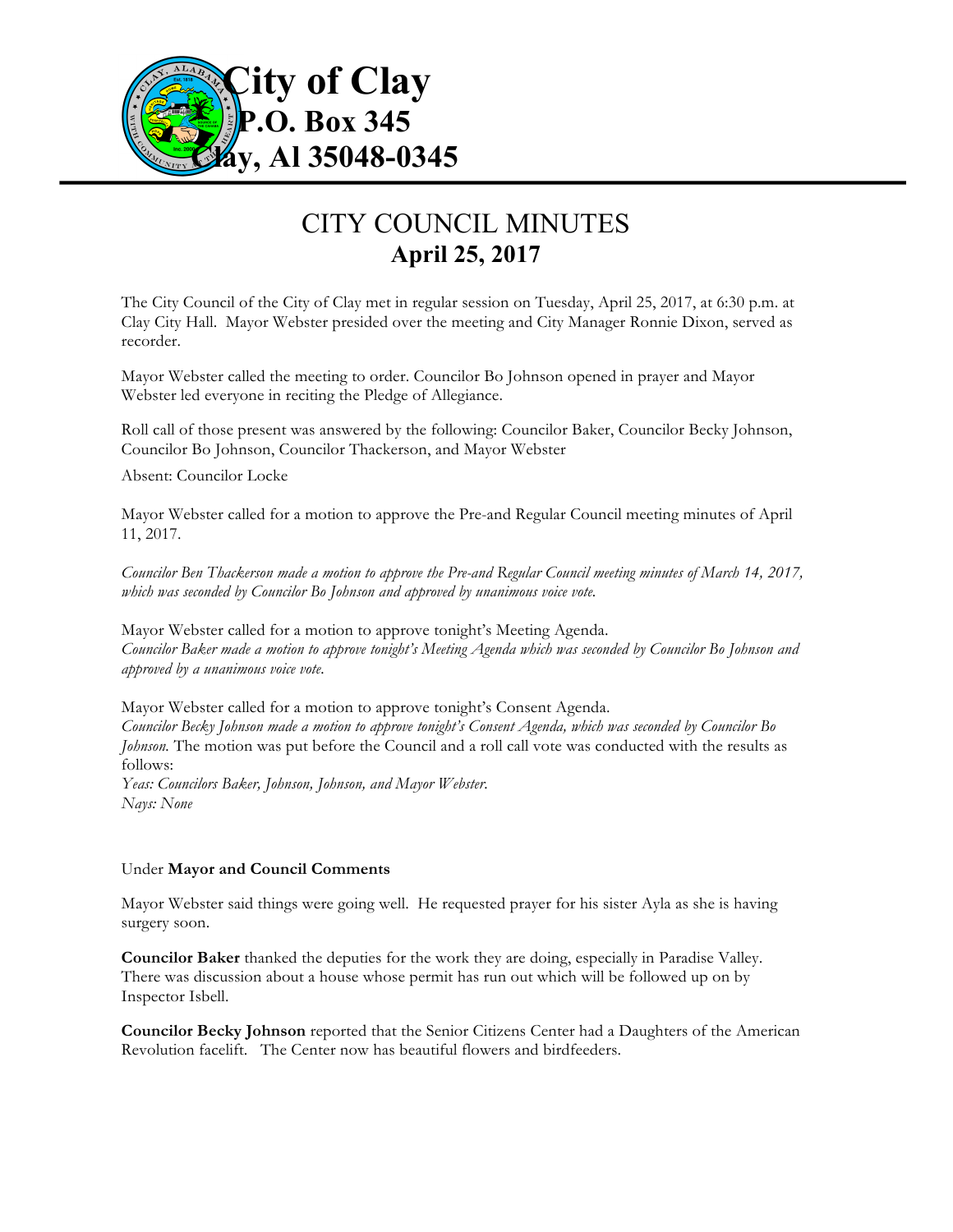# City of Clay
**P.O. Box 345**
**Clay, Al 35048-0345**

---

# CITY COUNCIL MINUTES
## April 25, 2017

The City Council of the City of Clay met in regular session on Tuesday, April 25, 2017, at 6:30 p.m. at Clay City Hall. Mayor Webster presided over the meeting and City Manager Ronnie Dixon, served as recorder.

Mayor Webster called the meeting to order. Councilor Bo Johnson opened in prayer and Mayor Webster led everyone in reciting the Pledge of Allegiance.

Roll call of those present was answered by the following: Councilor Baker, Councilor Becky Johnson, Councilor Bo Johnson, Councilor Thackerson, and Mayor Webster

Absent: Councilor Locke

Mayor Webster called for a motion to approve the Pre-and Regular Council meeting minutes of April 11, 2017.

*Councilor Ben Thackerson made a motion to approve the Pre-and Regular Council meeting minutes of March 14, 2017, which was seconded by Councilor Bo Johnson and approved by unanimous voice vote.*

Mayor Webster called for a motion to approve tonight's Meeting Agenda.
*Councilor Baker made a motion to approve tonight's Meeting Agenda which was seconded by Councilor Bo Johnson and approved by a unanimous voice vote.*

Mayor Webster called for a motion to approve tonight's Consent Agenda.
*Councilor Becky Johnson made a motion to approve tonight's Consent Agenda, which was seconded by Councilor Bo Johnson.* The motion was put before the Council and a roll call vote was conducted with the results as follows:
*Yeas: Councilors Baker, Johnson, Johnson, and Mayor Webster.*
*Nays: None*

Under **Mayor and Council Comments**

Mayor Webster said things were going well. He requested prayer for his sister Ayla as she is having surgery soon.

**Councilor Baker** thanked the deputies for the work they are doing, especially in Paradise Valley. There was discussion about a house whose permit has run out which will be followed up on by Inspector Isbell.

**Councilor Becky Johnson** reported that the Senior Citizens Center had a Daughters of the American Revolution facelift. The Center now has beautiful flowers and birdfeeders.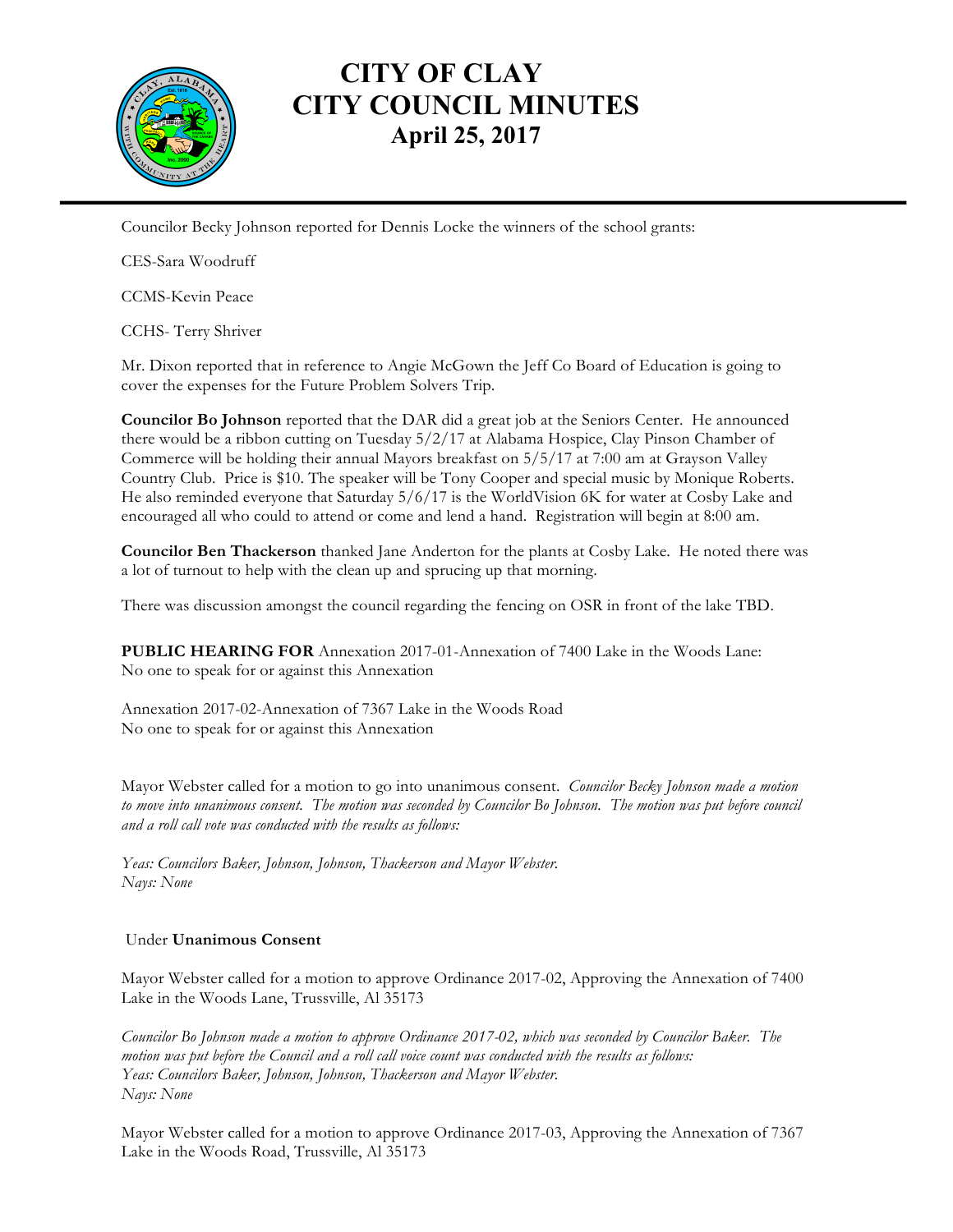# CITY OF CLAY
# CITY COUNCIL MINUTES
## April 25, 2017

Councilor Becky Johnson reported for Dennis Locke the winners of the school grants:

CES-Sara Woodruff

CCMS-Kevin Peace

CCHS- Terry Shriver

Mr. Dixon reported that in reference to Angie McGown the Jeff Co Board of Education is going to cover the expenses for the Future Problem Solvers Trip.

**Councilor Bo Johnson** reported that the DAR did a great job at the Seniors Center. He announced there would be a ribbon cutting on Tuesday 5/2/17 at Alabama Hospice, Clay Pinson Chamber of Commerce will be holding their annual Mayors breakfast on 5/5/17 at 7:00 am at Grayson Valley Country Club. Price is $10. The speaker will be Tony Cooper and special music by Monique Roberts. He also reminded everyone that Saturday 5/6/17 is the WorldVision 6K for water at Cosby Lake and encouraged all who could to attend or come and lend a hand. Registration will begin at 8:00 am.

**Councilor Ben Thackerson** thanked Jane Anderton for the plants at Cosby Lake. He noted there was a lot of turnout to help with the clean up and sprucing up that morning.

There was discussion amongst the council regarding the fencing on OSR in front of the lake TBD.

**PUBLIC HEARING FOR** Annexation 2017-01-Annexation of 7400 Lake in the Woods Lane:
No one to speak for or against this Annexation

Annexation 2017-02-Annexation of 7367 Lake in the Woods Road
No one to speak for or against this Annexation

Mayor Webster called for a motion to go into unanimous consent. *Councilor Becky Johnson made a motion to move into unanimous consent. The motion was seconded by Councilor Bo Johnson. The motion was put before council and a roll call vote was conducted with the results as follows:*

*Yeas: Councilors Baker, Johnson, Johnson, Thackerson and Mayor Webster.*
*Nays: None*

Under **Unanimous Consent**

Mayor Webster called for a motion to approve Ordinance 2017-02, Approving the Annexation of 7400 Lake in the Woods Lane, Trussville, Al 35173

*Councilor Bo Johnson made a motion to approve Ordinance 2017-02, which was seconded by Councilor Baker. The motion was put before the Council and a roll call voice count was conducted with the results as follows:*
*Yeas: Councilors Baker, Johnson, Johnson, Thackerson and Mayor Webster.*
*Nays: None*

Mayor Webster called for a motion to approve Ordinance 2017-03, Approving the Annexation of 7367 Lake in the Woods Road, Trussville, Al 35173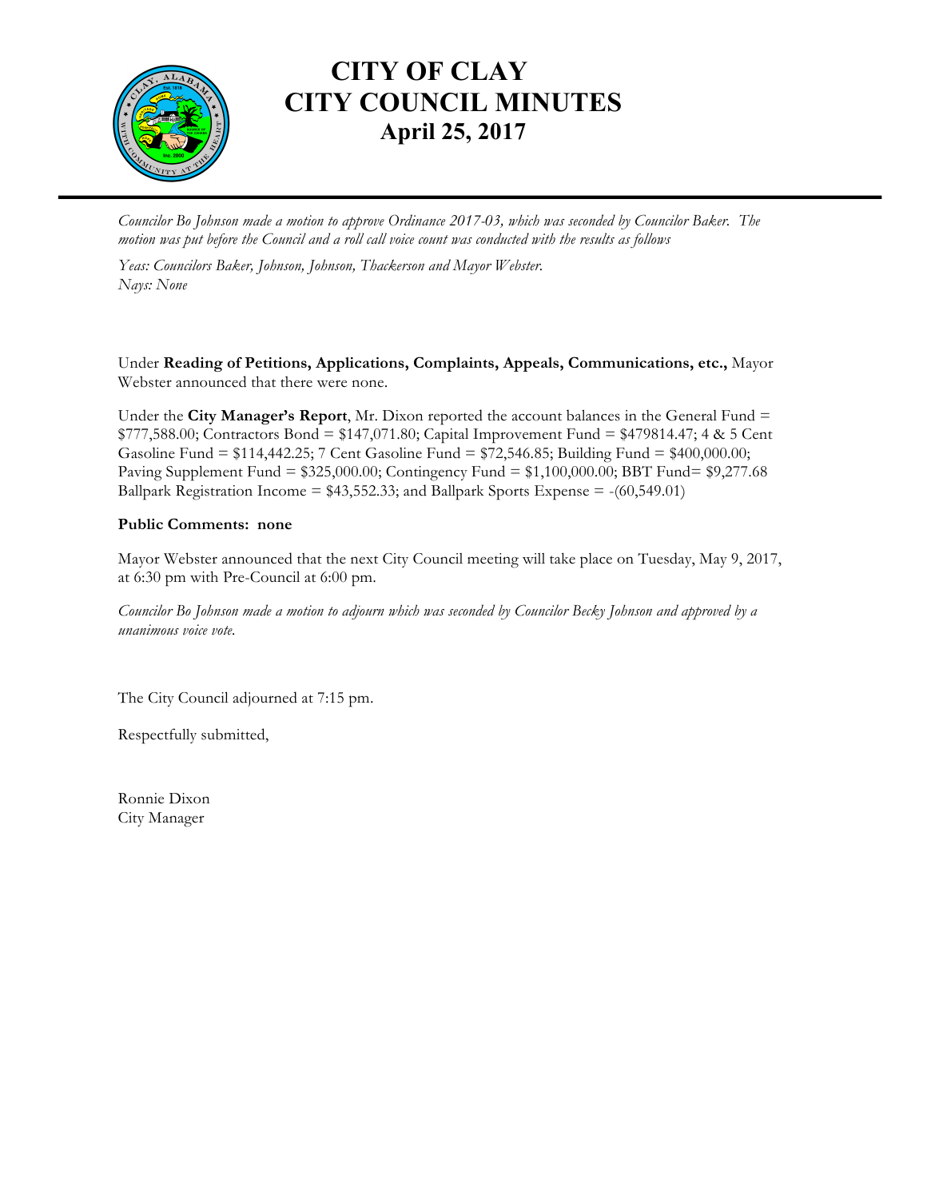# CITY OF CLAY
# CITY COUNCIL MINUTES
## April 25, 2017

*Councilor Bo Johnson made a motion to approve Ordinance 2017-03, which was seconded by Councilor Baker. The motion was put before the Council and a roll call voice count was conducted with the results as follows*

*Yeas: Councilors Baker, Johnson, Johnson, Thackerson and Mayor Webster.*
*Nays: None*

Under **Reading of Petitions, Applications, Complaints, Appeals, Communications, etc.,** Mayor Webster announced that there were none.

Under the **City Manager's Report**, Mr. Dixon reported the account balances in the General Fund = $777,588.00; Contractors Bond = $147,071.80; Capital Improvement Fund = $479814.47; 4 & 5 Cent Gasoline Fund = $114,442.25; 7 Cent Gasoline Fund = $72,546.85; Building Fund = $400,000.00; Paving Supplement Fund = $325,000.00; Contingency Fund = $1,100,000.00; BBT Fund= $9,277.68 Ballpark Registration Income = $43,552.33; and Ballpark Sports Expense = -(60,549.01)

**Public Comments: none**

Mayor Webster announced that the next City Council meeting will take place on Tuesday, May 9, 2017, at 6:30 pm with Pre-Council at 6:00 pm.

*Councilor Bo Johnson made a motion to adjourn which was seconded by Councilor Becky Johnson and approved by a unanimous voice vote.*

The City Council adjourned at 7:15 pm.

Respectfully submitted,

Ronnie Dixon
City Manager